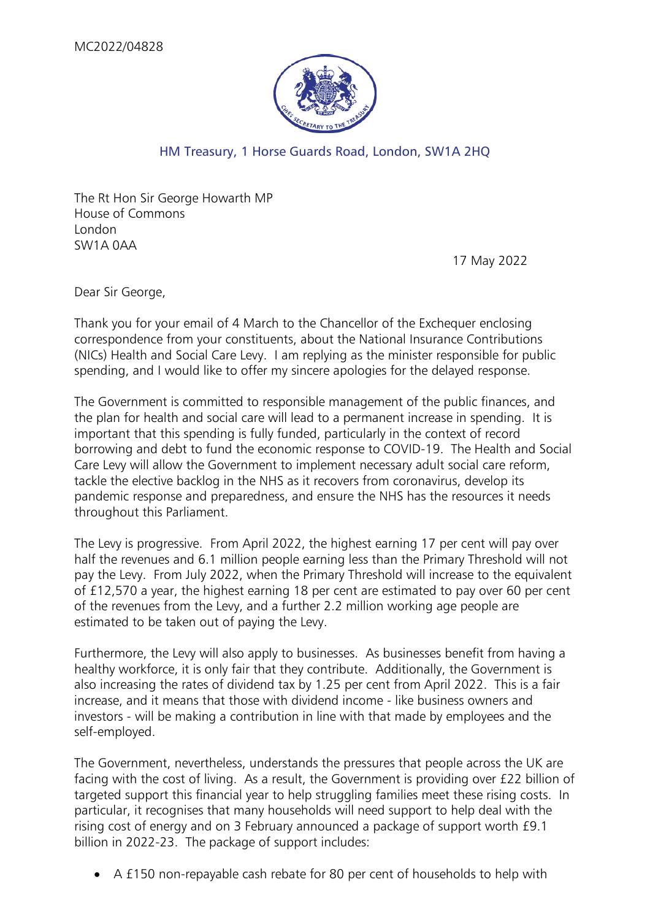MC2022/04828

HM Treasury, 1 Horse Guards Road, London, SW1A 2HQ

The Rt Hon Sir George Howarth MP
House of Commons
London
SW1A 0AA

17 May 2022

Dear Sir George,

Thank you for your email of 4 March to the Chancellor of the Exchequer enclosing correspondence from your constituents, about the National Insurance Contributions (NICs) Health and Social Care Levy. I am replying as the minister responsible for public spending, and I would like to offer my sincere apologies for the delayed response.

The Government is committed to responsible management of the public finances, and the plan for health and social care will lead to a permanent increase in spending. It is important that this spending is fully funded, particularly in the context of record borrowing and debt to fund the economic response to COVID-19. The Health and Social Care Levy will allow the Government to implement necessary adult social care reform, tackle the elective backlog in the NHS as it recovers from coronavirus, develop its pandemic response and preparedness, and ensure the NHS has the resources it needs throughout this Parliament.

The Levy is progressive. From April 2022, the highest earning 17 per cent will pay over half the revenues and 6.1 million people earning less than the Primary Threshold will not pay the Levy. From July 2022, when the Primary Threshold will increase to the equivalent of £12,570 a year, the highest earning 18 per cent are estimated to pay over 60 per cent of the revenues from the Levy, and a further 2.2 million working age people are estimated to be taken out of paying the Levy.

Furthermore, the Levy will also apply to businesses. As businesses benefit from having a healthy workforce, it is only fair that they contribute. Additionally, the Government is also increasing the rates of dividend tax by 1.25 per cent from April 2022. This is a fair increase, and it means that those with dividend income - like business owners and investors - will be making a contribution in line with that made by employees and the self-employed.

The Government, nevertheless, understands the pressures that people across the UK are facing with the cost of living. As a result, the Government is providing over £22 billion of targeted support this financial year to help struggling families meet these rising costs. In particular, it recognises that many households will need support to help deal with the rising cost of energy and on 3 February announced a package of support worth £9.1 billion in 2022-23. The package of support includes:

- A £150 non-repayable cash rebate for 80 per cent of households to help with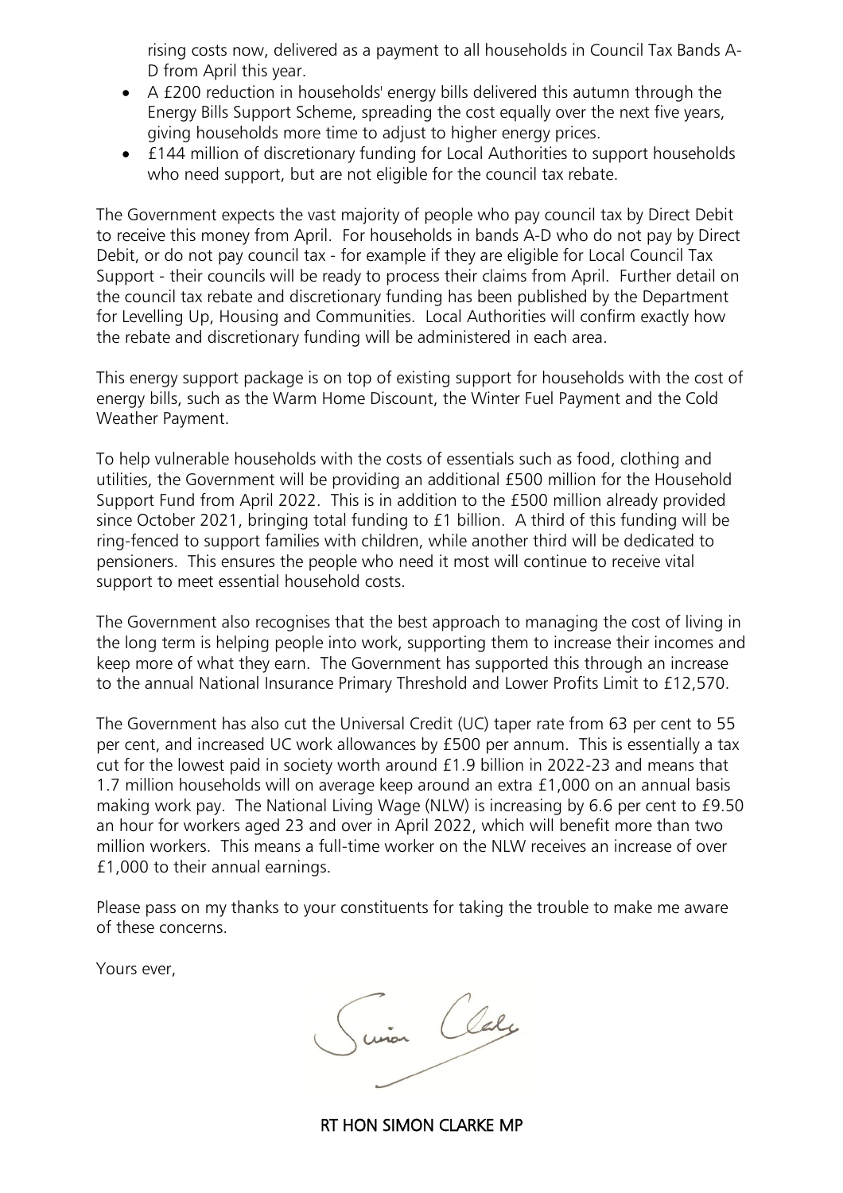rising costs now, delivered as a payment to all households in Council Tax Bands A-D from April this year.

- A £200 reduction in households' energy bills delivered this autumn through the Energy Bills Support Scheme, spreading the cost equally over the next five years, giving households more time to adjust to higher energy prices.
- £144 million of discretionary funding for Local Authorities to support households who need support, but are not eligible for the council tax rebate.

The Government expects the vast majority of people who pay council tax by Direct Debit to receive this money from April. For households in bands A-D who do not pay by Direct Debit, or do not pay council tax - for example if they are eligible for Local Council Tax Support - their councils will be ready to process their claims from April. Further detail on the council tax rebate and discretionary funding has been published by the Department for Levelling Up, Housing and Communities. Local Authorities will confirm exactly how the rebate and discretionary funding will be administered in each area.

This energy support package is on top of existing support for households with the cost of energy bills, such as the Warm Home Discount, the Winter Fuel Payment and the Cold Weather Payment.

To help vulnerable households with the costs of essentials such as food, clothing and utilities, the Government will be providing an additional £500 million for the Household Support Fund from April 2022. This is in addition to the £500 million already provided since October 2021, bringing total funding to £1 billion. A third of this funding will be ring-fenced to support families with children, while another third will be dedicated to pensioners. This ensures the people who need it most will continue to receive vital support to meet essential household costs.

The Government also recognises that the best approach to managing the cost of living in the long term is helping people into work, supporting them to increase their incomes and keep more of what they earn. The Government has supported this through an increase to the annual National Insurance Primary Threshold and Lower Profits Limit to £12,570.

The Government has also cut the Universal Credit (UC) taper rate from 63 per cent to 55 per cent, and increased UC work allowances by £500 per annum. This is essentially a tax cut for the lowest paid in society worth around £1.9 billion in 2022-23 and means that 1.7 million households will on average keep around an extra £1,000 on an annual basis making work pay. The National Living Wage (NLW) is increasing by 6.6 per cent to £9.50 an hour for workers aged 23 and over in April 2022, which will benefit more than two million workers. This means a full-time worker on the NLW receives an increase of over £1,000 to their annual earnings.

Please pass on my thanks to your constituents for taking the trouble to make me aware of these concerns.

Yours ever,

Simon Clarke

RT HON SIMON CLARKE MP